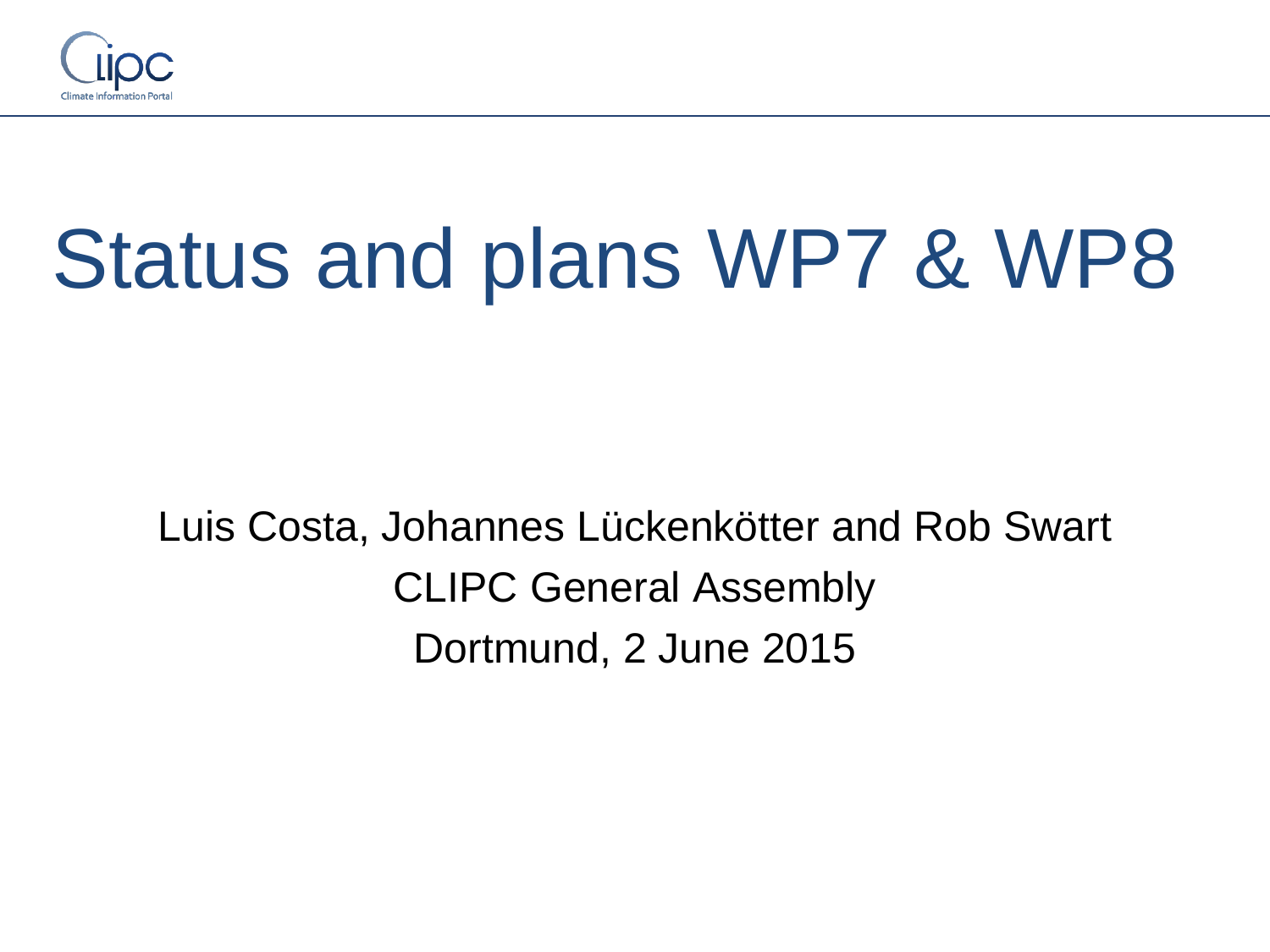# Status and plans WP7 & WP8

Luis Costa, Johannes Lückenkötter and Rob Swart

CLIPC General Assembly

Dortmund, 2 June 2015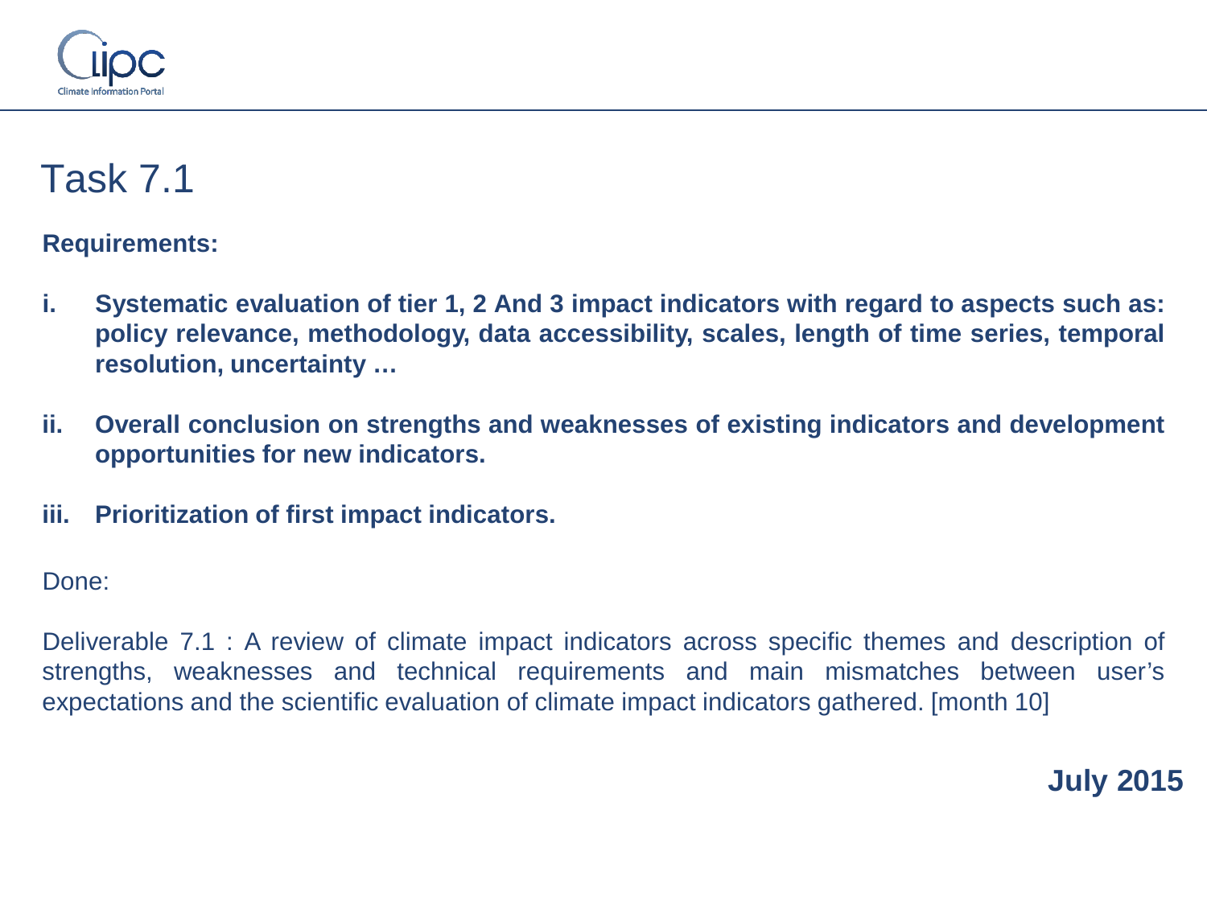# Task 7.1

**Requirements:**

**i. Systematic evaluation of tier 1, 2 And 3 impact indicators with regard to aspects such as: policy relevance, methodology, data accessibility, scales, length of time series, temporal resolution, uncertainty …**

**ii. Overall conclusion on strengths and weaknesses of existing indicators and development opportunities for new indicators.**

**iii. Prioritization of first impact indicators.**

Done:

Deliverable 7.1 : A review of climate impact indicators across specific themes and description of strengths, weaknesses and technical requirements and main mismatches between user's expectations and the scientific evaluation of climate impact indicators gathered. [month 10]

**July 2015**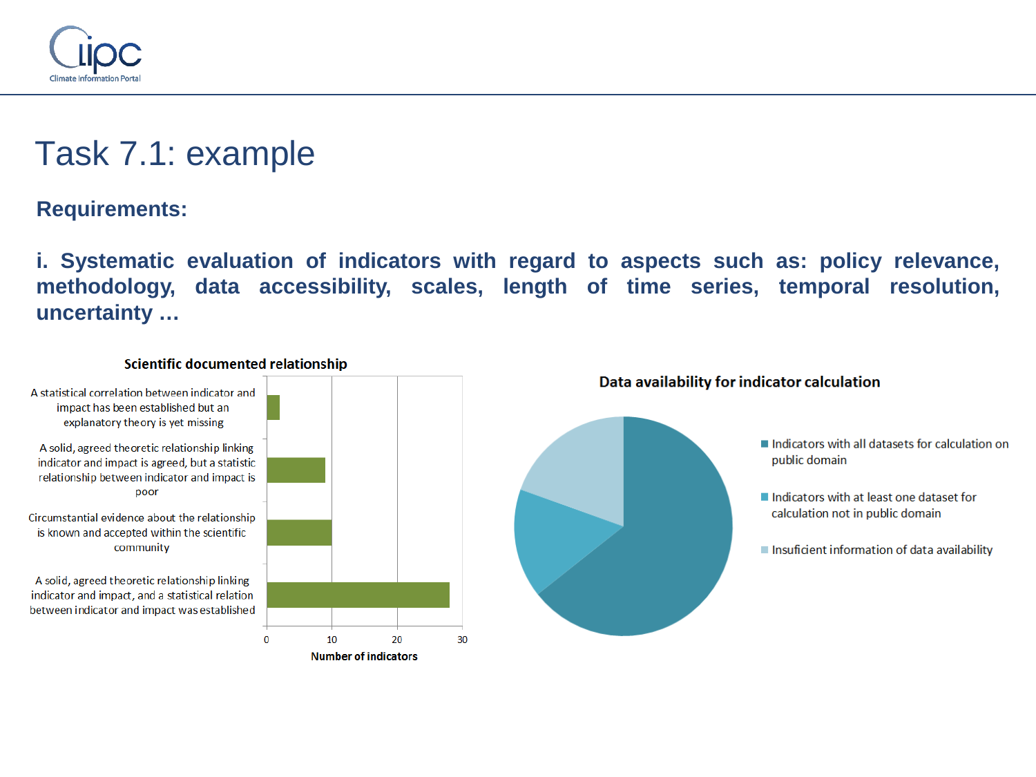# Task 7.1: example

**Requirements:**

**i. Systematic evaluation of indicators with regard to aspects such as: policy relevance, methodology, data accessibility, scales, length of time series, temporal resolution, uncertainty …**

**Scientific documented relationship**

- A statistical correlation between indicator and impact has been established but an explanatory theory is yet missing
- A solid, agreed theoretic relationship linking indicator and impact is agreed, but a statistic relationship between indicator and impact is poor
- Circumstantial evidence about the relationship is known and accepted within the scientific community
- A solid, agreed theoretic relationship linking indicator and impact, and a statistical relation between indicator and impact was established

Number of indicators: 0, 10, 20, 30

**Data availability for indicator calculation**

- Indicators with all datasets for calculation on public domain
- Indicators with at least one dataset for calculation not in public domain
- Insuficient information of data availability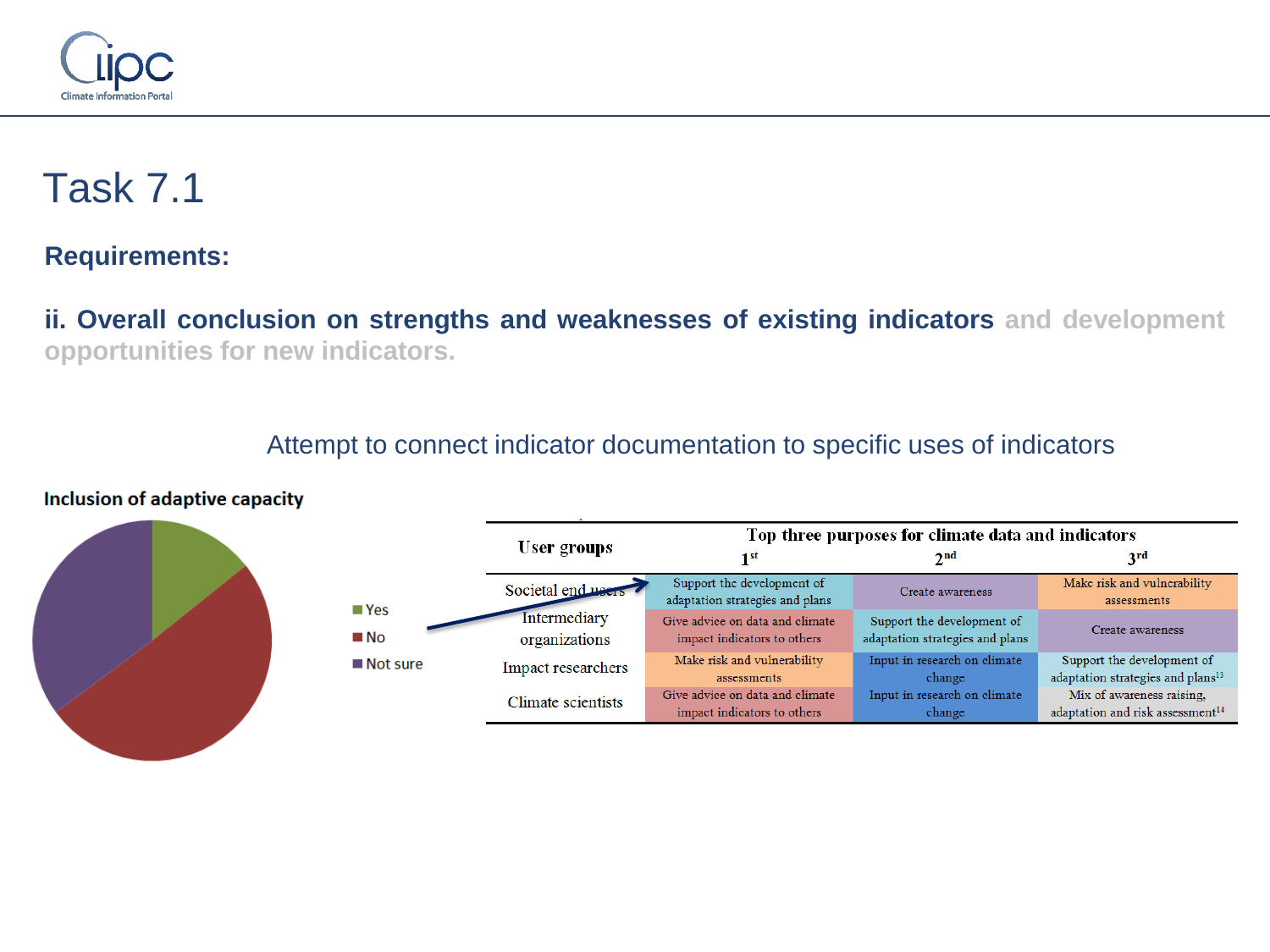# Task 7.1

**Requirements:**

**ii. Overall conclusion on strengths and weaknesses of existing indicators** and development opportunities for new indicators.

Attempt to connect indicator documentation to specific uses of indicators

**Inclusion of adaptive capacity**

- Yes
- No
- Not sure

| User groups | Top three purposes for climate data and indicators | | |
|---|---|---|---|
| | 1st | 2nd | 3rd |
| Societal end users | Support the development of adaptation strategies and plans | Create awareness | Make risk and vulnerability assessments |
| Intermediary organizations | Give advice on data and climate impact indicators to others | Support the development of adaptation strategies and plans | Create awareness |
| Impact researchers | Make risk and vulnerability assessments | Input in research on climate change | Support the development of adaptation strategies and plans[13] |
| Climate scientists | Give advice on data and climate impact indicators to others | Input in research on climate change | Mix of awareness raising, adaptation and risk assessment[14] |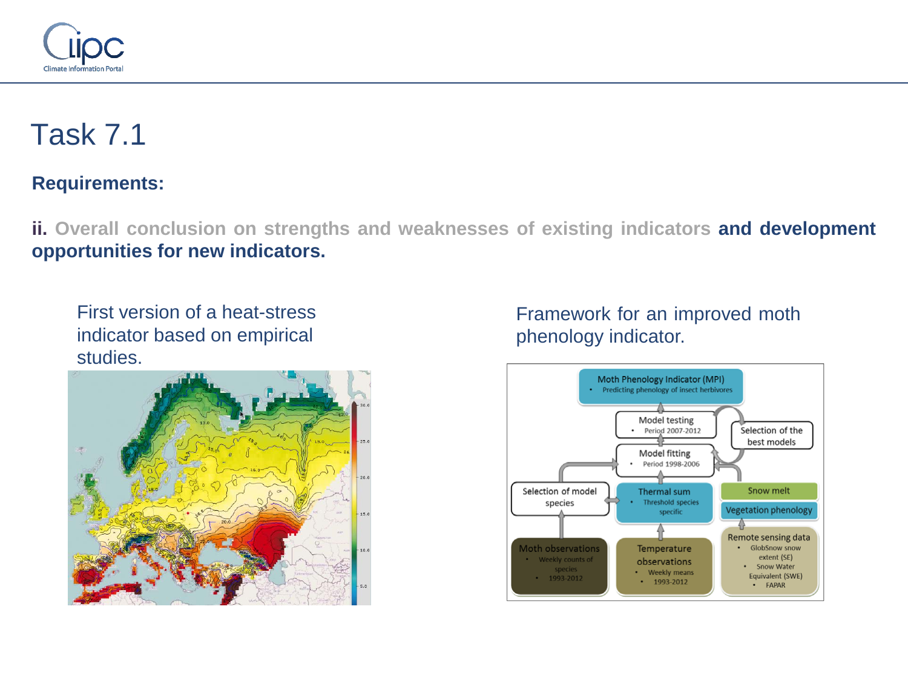# Task 7.1

**Requirements:**

**ii. Overall conclusion on strengths and weaknesses of existing indicators and development opportunities for new indicators.**

First version of a heat-stress indicator based on empirical studies.

Framework for an improved moth phenology indicator.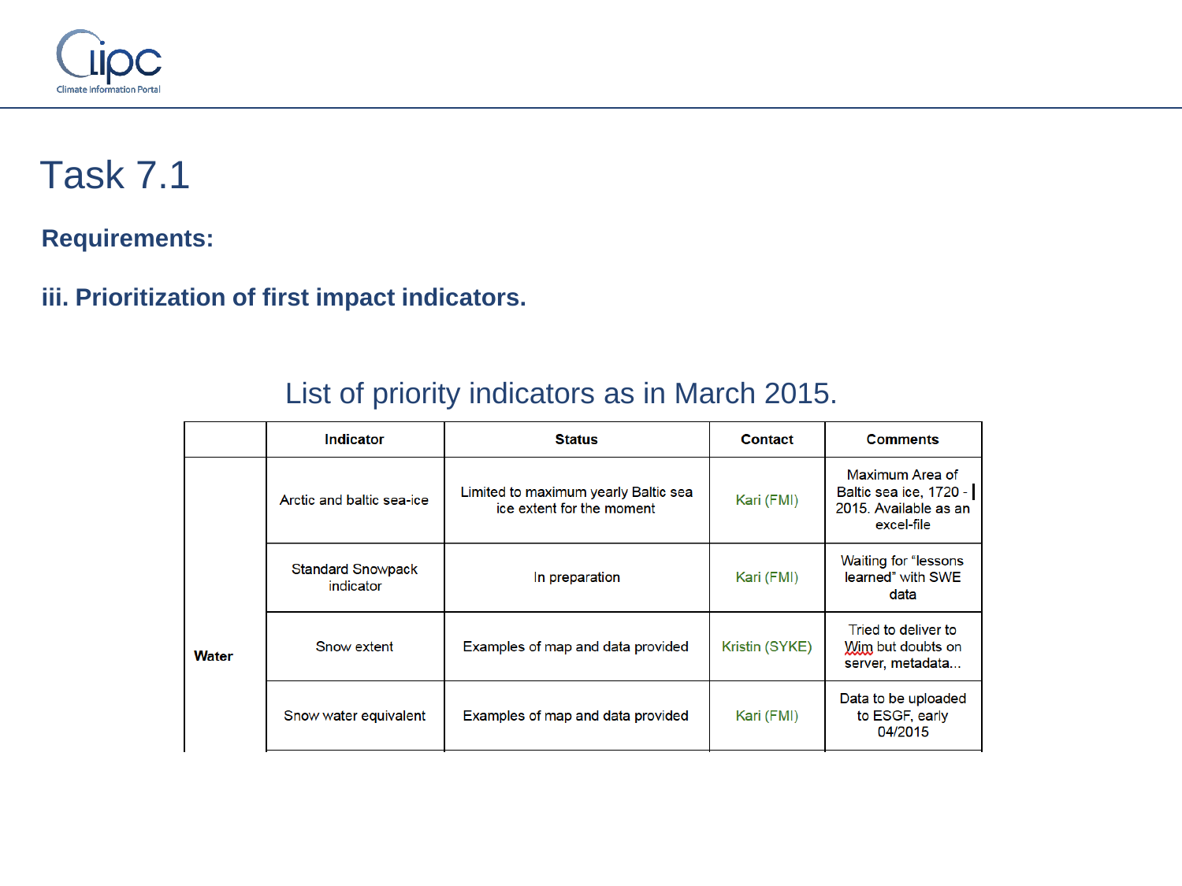# Task 7.1

**Requirements:**

**iii. Prioritization of first impact indicators.**

List of priority indicators as in March 2015.

| | Indicator | Status | Contact | Comments |
|---|---|---|---|---|
| Water | Arctic and baltic sea-ice | Limited to maximum yearly Baltic sea ice extent for the moment | Kari (FMI) | Maximum Area of Baltic sea ice, 1720 - 2015. Available as an excel-file |
| | Standard Snowpack indicator | In preparation | Kari (FMI) | Waiting for "lessons learned" with SWE data |
| | Snow extent | Examples of map and data provided | Kristin (SYKE) | Tried to deliver to Wim but doubts on server, metadata... |
| | Snow water equivalent | Examples of map and data provided | Kari (FMI) | Data to be uploaded to ESGF, early 04/2015 |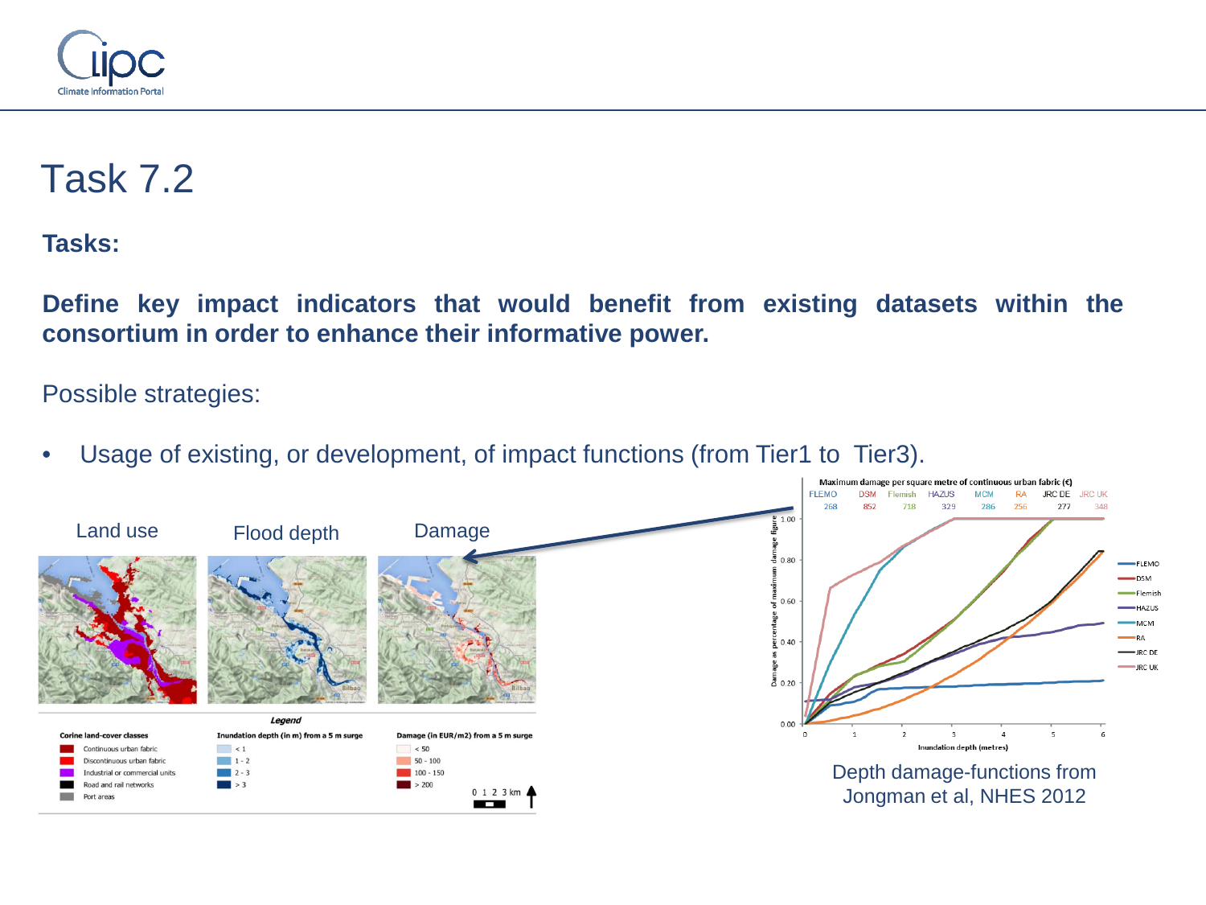# Task 7.2

**Tasks:**

**Define key impact indicators that would benefit from existing datasets within the consortium in order to enhance their informative power.**

Possible strategies:

- Usage of existing, or development, of impact functions (from Tier1 to Tier3).

Land use

Flood depth

Damage

Depth damage-functions from Jongman et al, NHES 2012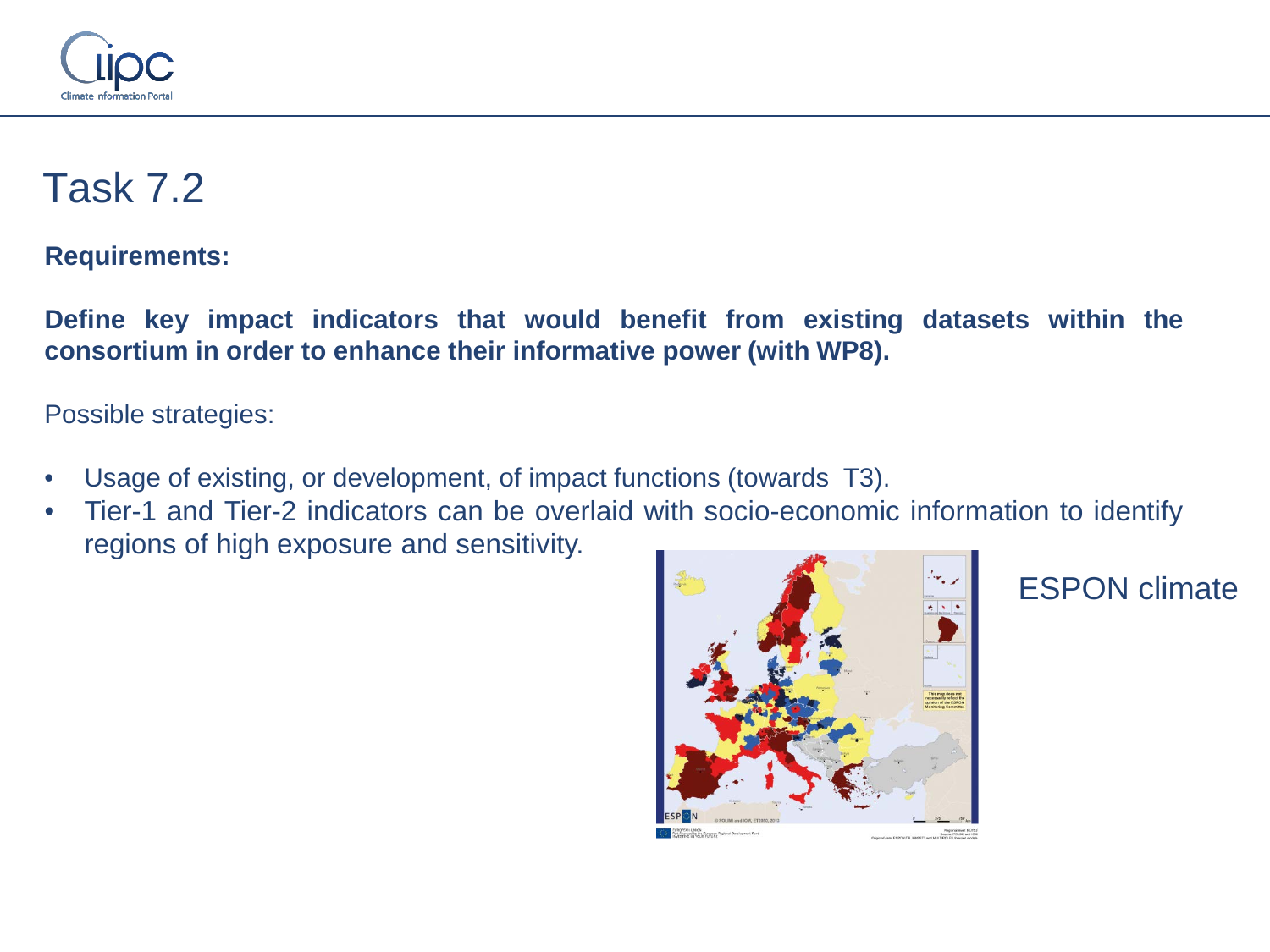# Task 7.2

**Requirements:**

**Define key impact indicators that would benefit from existing datasets within the consortium in order to enhance their informative power (with WP8).**

Possible strategies:

- Usage of existing, or development, of impact functions (towards T3).
- Tier-1 and Tier-2 indicators can be overlaid with socio-economic information to identify regions of high exposure and sensitivity.

ESPON climate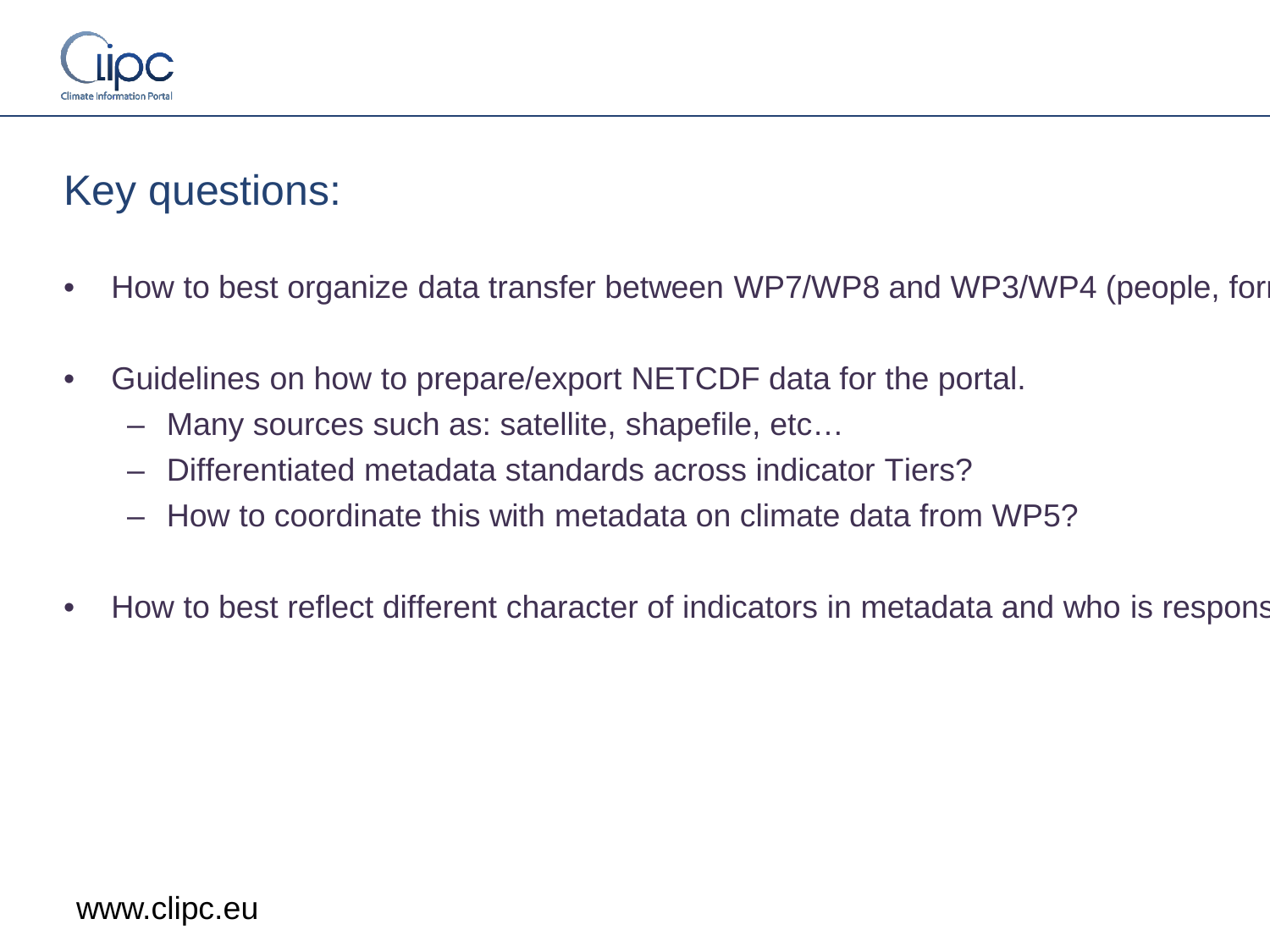# Key questions:

- How to best organize data transfer between WP7/WP8 and WP3/WP4 (people, forr
- Guidelines on how to prepare/export NETCDF data for the portal.
  - Many sources such as: satellite, shapefile, etc…
  - Differentiated metadata standards across indicator Tiers?
  - How to coordinate this with metadata on climate data from WP5?
- How to best reflect different character of indicators in metadata and who is respons

www.clipc.eu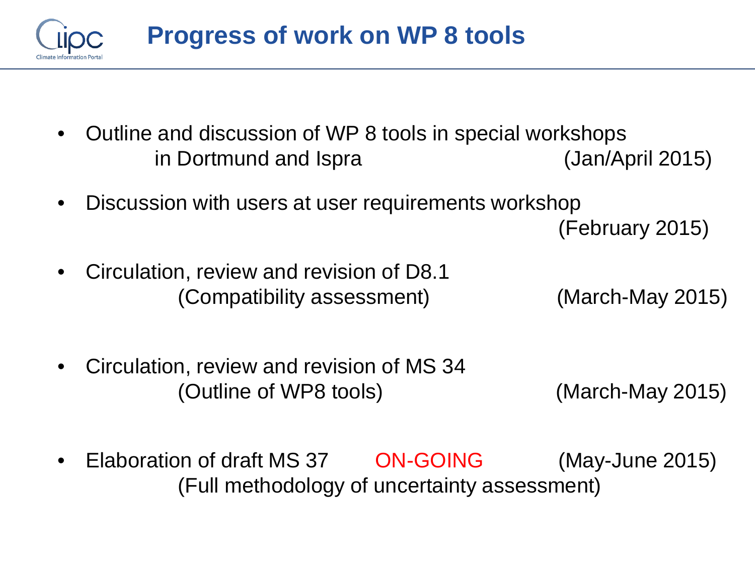# Progress of work on WP 8 tools

- Outline and discussion of WP 8 tools in special workshops in Dortmund and Ispra (Jan/April 2015)
- Discussion with users at user requirements workshop (February 2015)
- Circulation, review and revision of D8.1 (Compatibility assessment) (March-May 2015)
- Circulation, review and revision of MS 34 (Outline of WP8 tools) (March-May 2015)
- Elaboration of draft MS 37 ON-GOING (May-June 2015) (Full methodology of uncertainty assessment)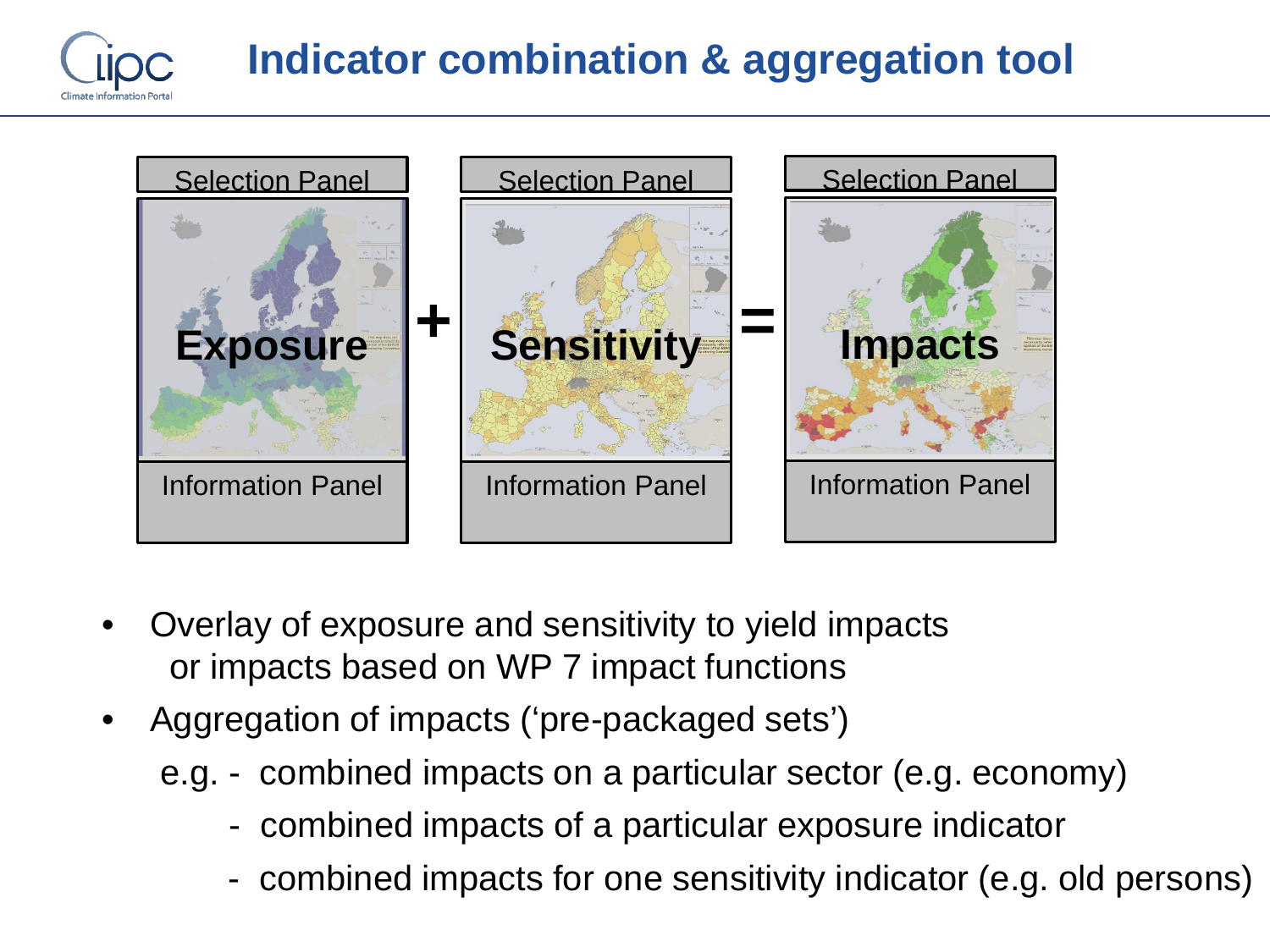# Indicator combination & aggregation tool

| Selection Panel | | Selection Panel | | Selection Panel |
|---|---|---|---|---|
| **Exposure** | + | **Sensitivity** | = | **Impacts** |
| Information Panel | | Information Panel | | Information Panel |

- Overlay of exposure and sensitivity to yield impacts
  or impacts based on WP 7 impact functions
- Aggregation of impacts ('pre-packaged sets')
  e.g. - combined impacts on a particular sector (e.g. economy)
  - combined impacts of a particular exposure indicator
  - combined impacts for one sensitivity indicator (e.g. old persons)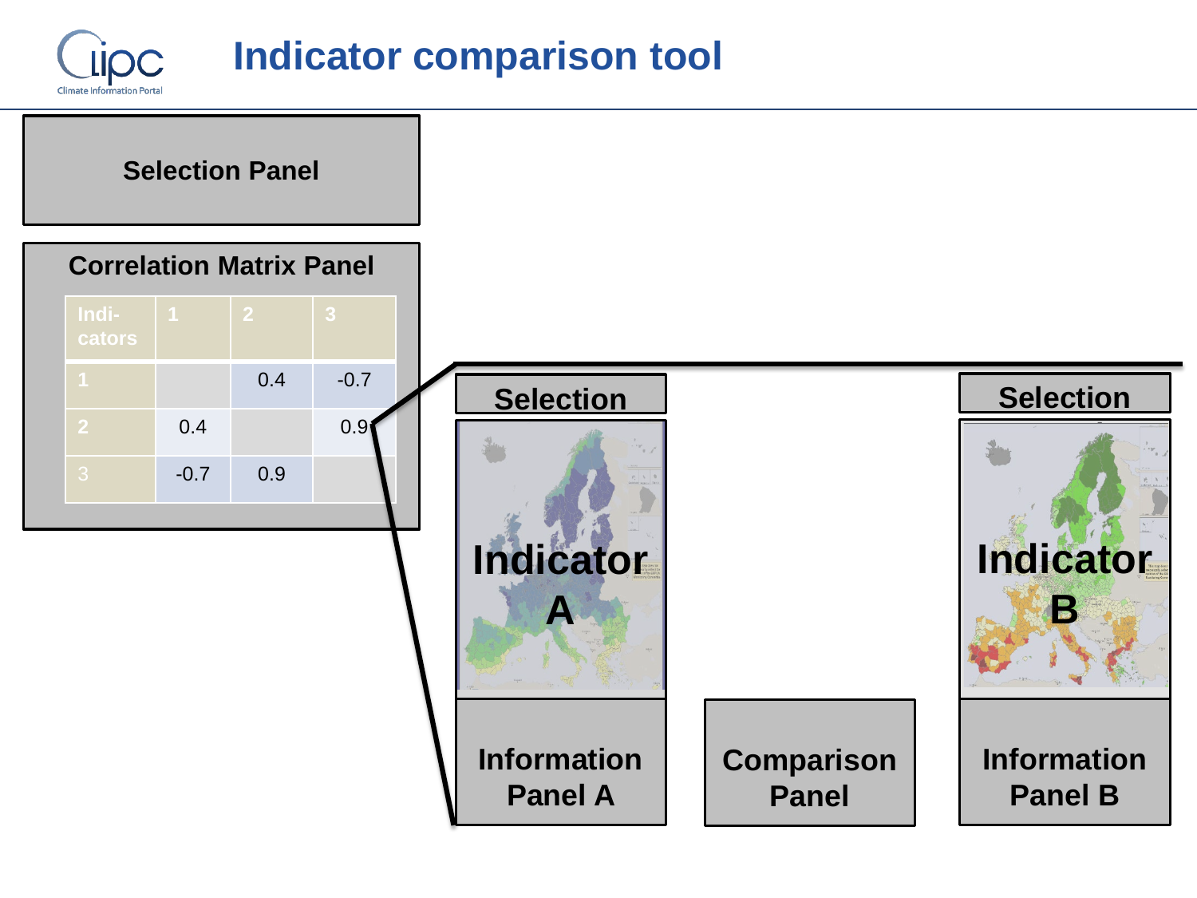# Indicator comparison tool

**Selection Panel**

**Correlation Matrix Panel**

| Indi-cators | 1 | 2 | 3 |
|---|---|---|---|
| 1 | | 0.4 | -0.7 |
| 2 | 0.4 | | 0.9 |
| 3 | -0.7 | 0.9 | |

**Selection**

**Indicator A**

**Information Panel A**

**Comparison Panel**

**Selection**

**Indicator B**

**Information Panel B**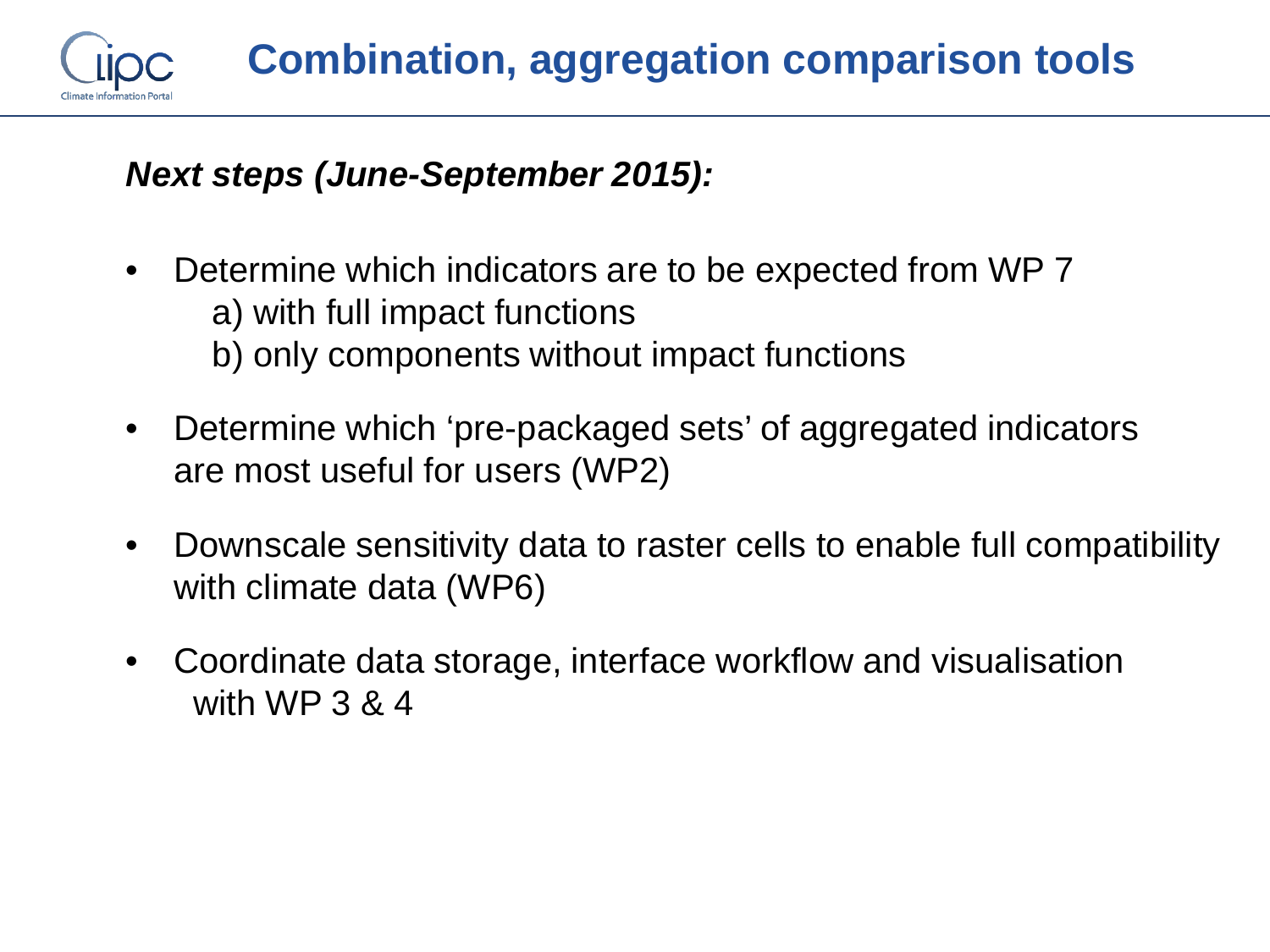# Combination, aggregation comparison tools

***Next steps (June-September 2015):***

- Determine which indicators are to be expected from WP 7
  a) with full impact functions
  b) only components without impact functions
- Determine which 'pre-packaged sets' of aggregated indicators are most useful for users (WP2)
- Downscale sensitivity data to raster cells to enable full compatibility with climate data (WP6)
- Coordinate data storage, interface workflow and visualisation with WP 3 & 4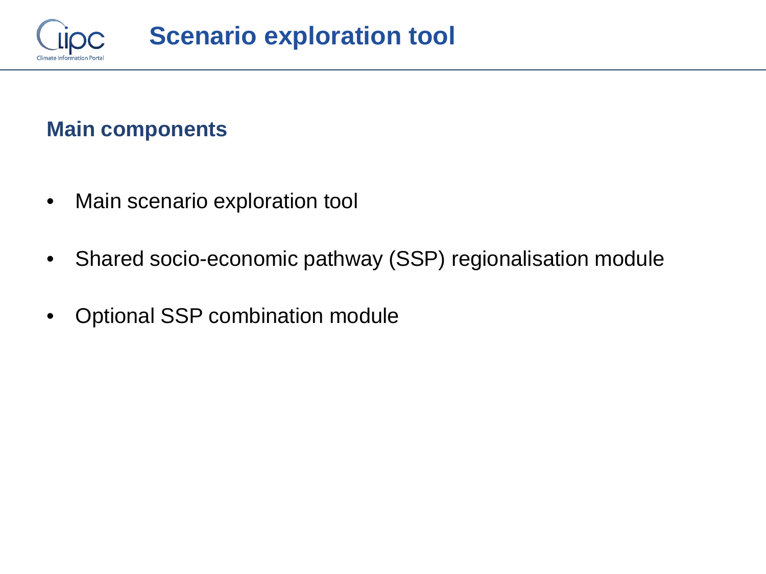# Scenario exploration tool

## Main components

- Main scenario exploration tool
- Shared socio-economic pathway (SSP) regionalisation module
- Optional SSP combination module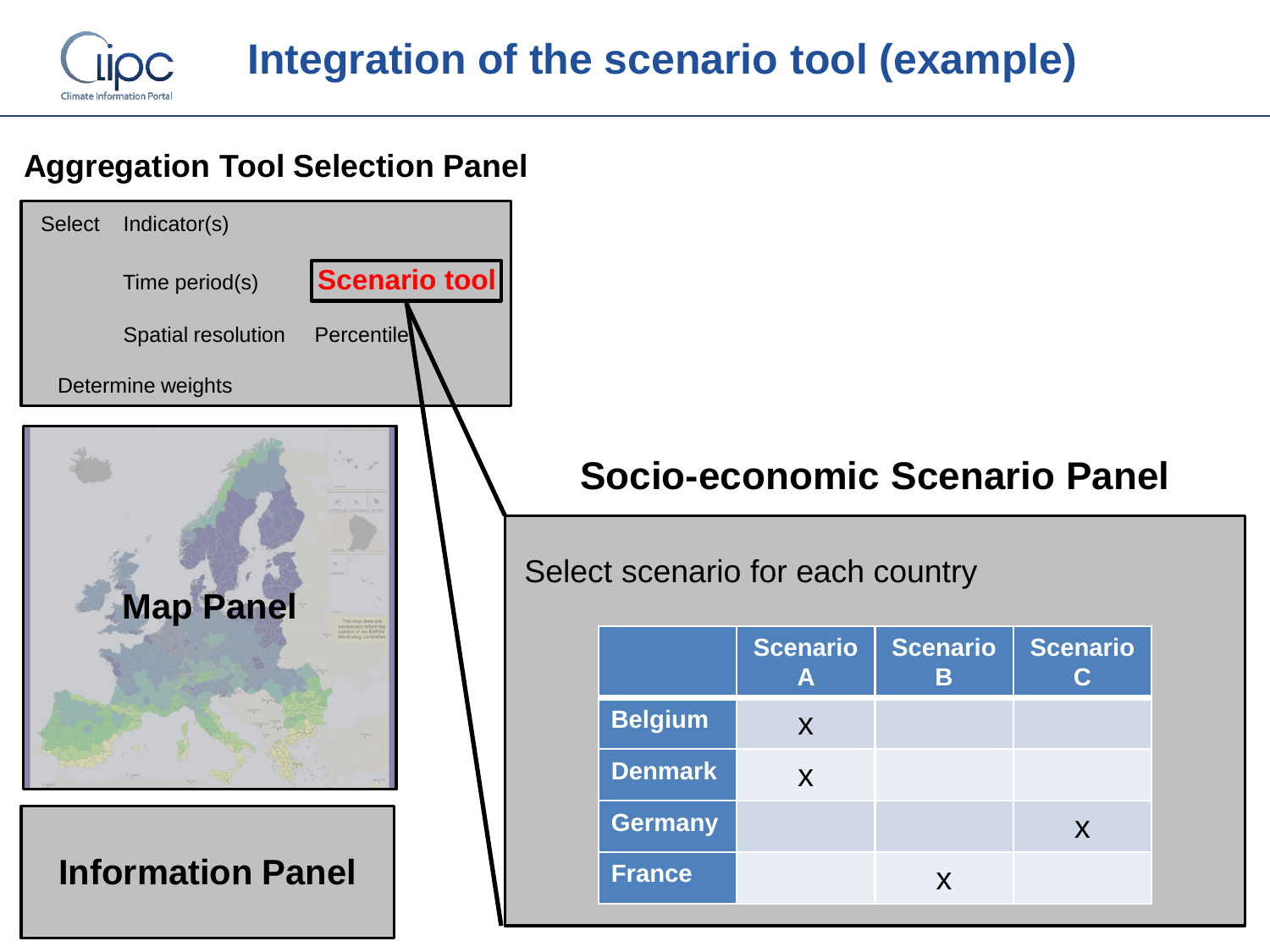# Integration of the scenario tool (example)

## Aggregation Tool Selection Panel

Select Indicator(s)

Time period(s) **Scenario tool**

Spatial resolution Percentile

Determine weights

**Map Panel**

**Information Panel**

## Socio-economic Scenario Panel

Select scenario for each country

| | Scenario A | Scenario B | Scenario C |
|---|---|---|---|
| Belgium | x | | |
| Denmark | x | | |
| Germany | | | x |
| France | | x | |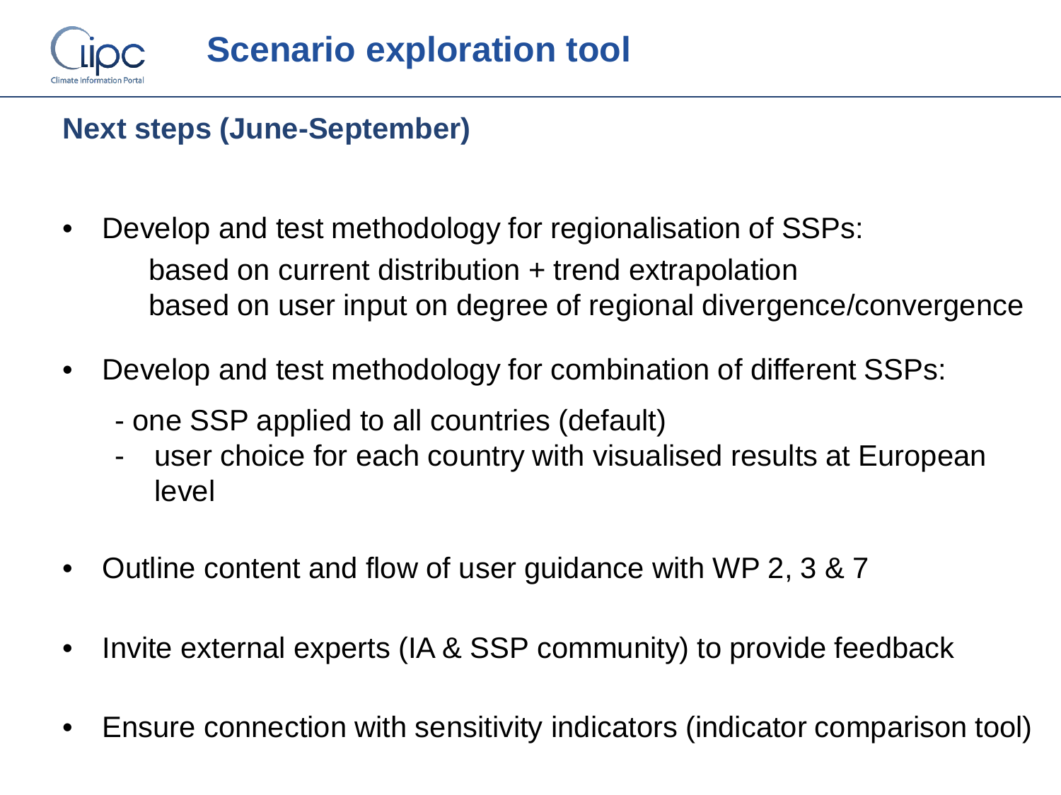# Scenario exploration tool

## Next steps (June-September)

- Develop and test methodology for regionalisation of SSPs:
  - based on current distribution + trend extrapolation
  - based on user input on degree of regional divergence/convergence
- Develop and test methodology for combination of different SSPs:
  - one SSP applied to all countries (default)
  - user choice for each country with visualised results at European level
- Outline content and flow of user guidance with WP 2, 3 & 7
- Invite external experts (IA & SSP community) to provide feedback
- Ensure connection with sensitivity indicators (indicator comparison tool)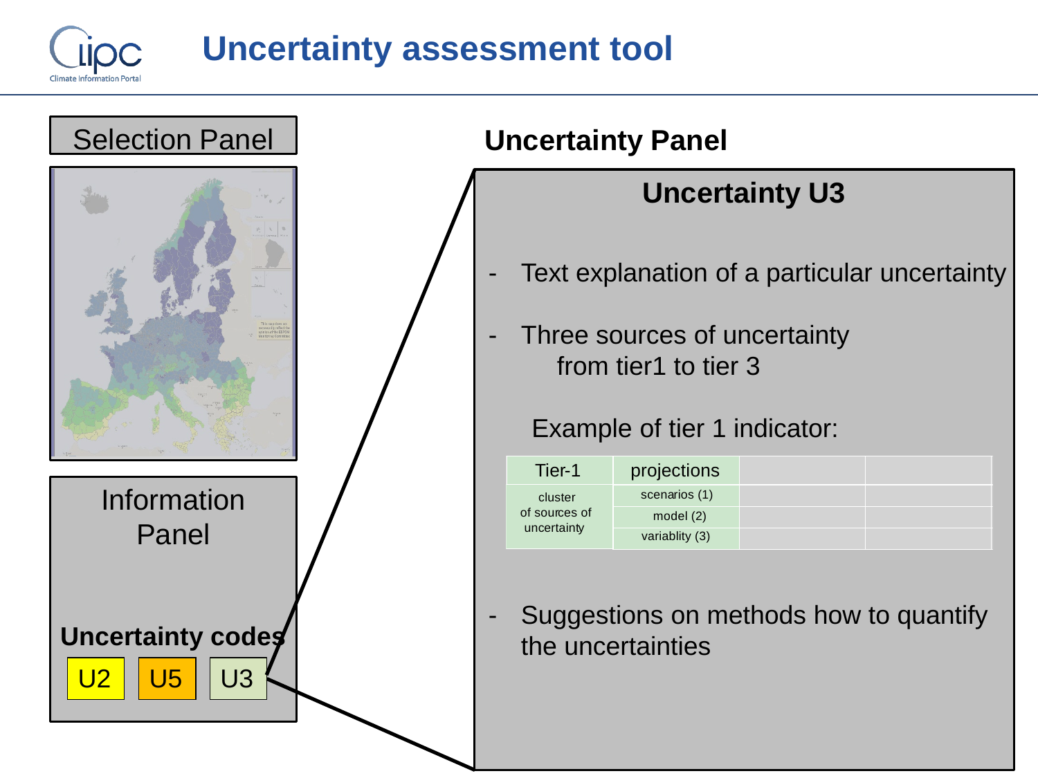# Uncertainty assessment tool

Selection Panel

Information Panel

**Uncertainty codes**

U2 U5 U3

## Uncertainty Panel

### Uncertainty U3

- Text explanation of a particular uncertainty
- Three sources of uncertainty
  from tier1 to tier 3

  Example of tier 1 indicator:

| Tier-1 | projections | | |
|---|---|---|---|
| cluster of sources of uncertainty | scenarios (1) | | |
| | model (2) | | |
| | variablity (3) | | |

- Suggestions on methods how to quantify the uncertainties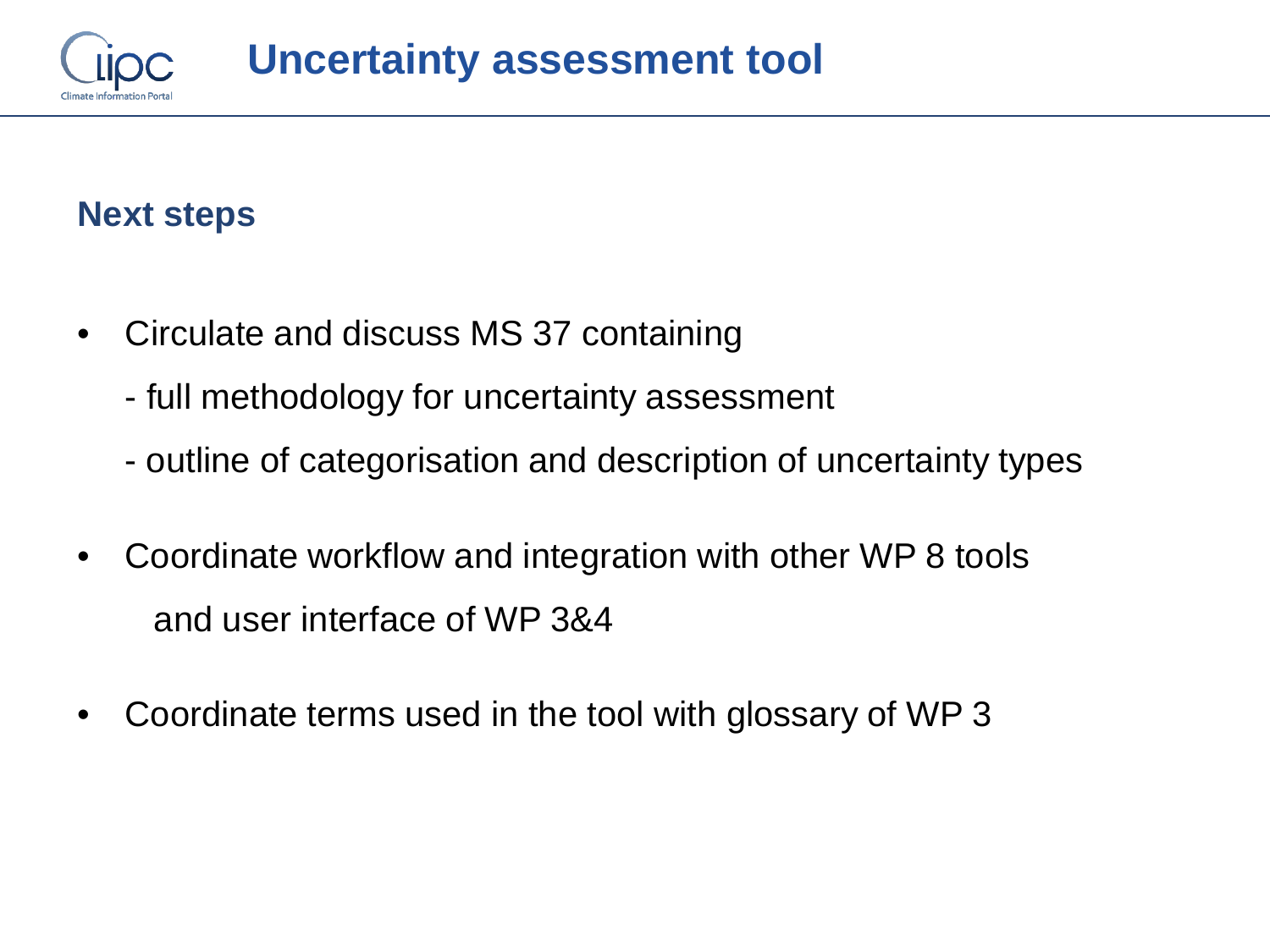# Uncertainty assessment tool

## Next steps

- Circulate and discuss MS 37 containing
  - full methodology for uncertainty assessment
  - outline of categorisation and description of uncertainty types
- Coordinate workflow and integration with other WP 8 tools and user interface of WP 3&4
- Coordinate terms used in the tool with glossary of WP 3